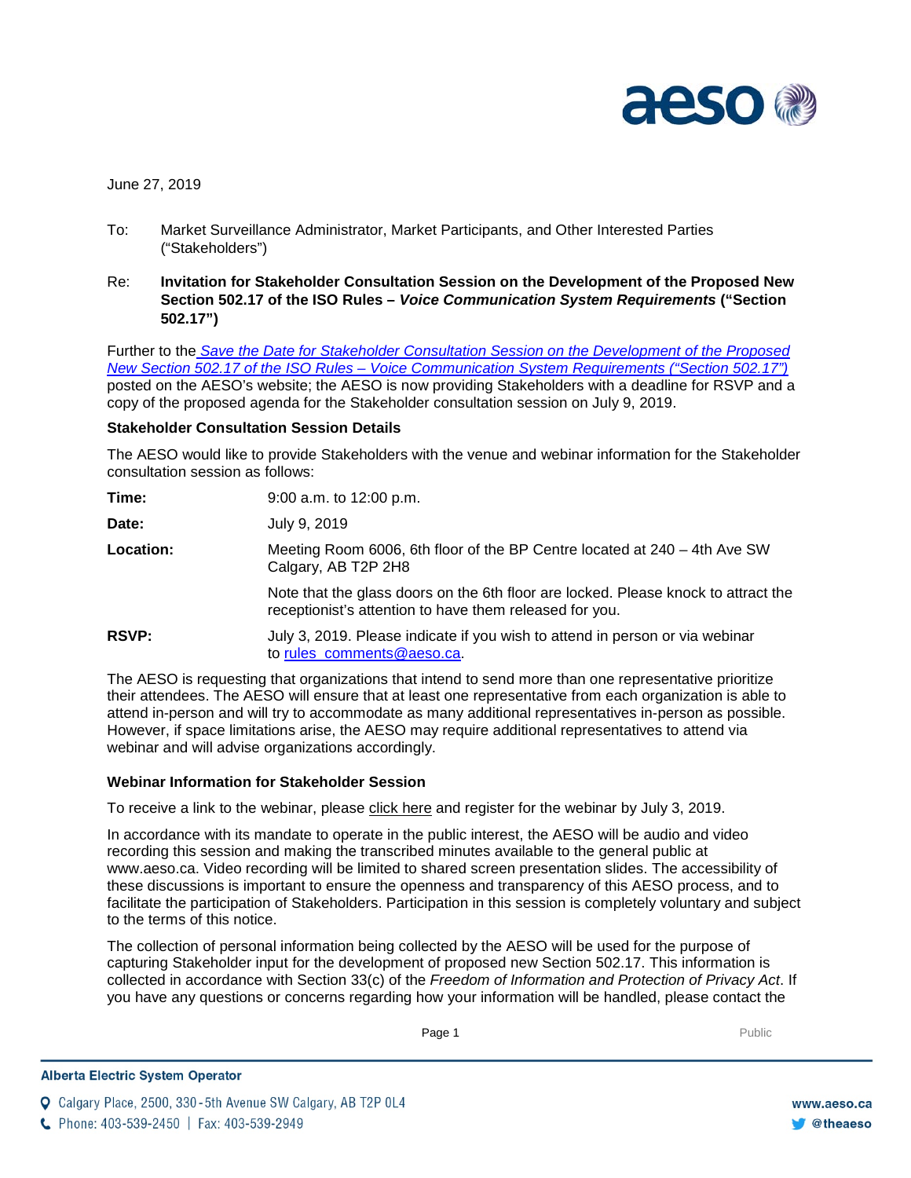June 27, 2019

To: Market Surveillance Administrator, Market Participants, and Other Interested Parties (“Stakeholders”)

Re: **Invitation for Stakeholder Consultation Session on the Development of the Proposed New Section 502.17 of the ISO Rules – *Voice Communication System Requirements* (“Section 502.17”)**

Further to the *Save the Date for Stakeholder Consultation Session on the Development of the Proposed New Section 502.17 of the ISO Rules – Voice Communication System Requirements (“Section 502.17”)* posted on the AESO’s website; the AESO is now providing Stakeholders with a deadline for RSVP and a copy of the proposed agenda for the Stakeholder consultation session on July 9, 2019.

**Stakeholder Consultation Session Details**

The AESO would like to provide Stakeholders with the venue and webinar information for the Stakeholder consultation session as follows:

| | |
|---|---|
| **Time:** | 9:00 a.m. to 12:00 p.m. |
| **Date:** | July 9, 2019 |
| **Location:** | Meeting Room 6006, 6th floor of the BP Centre located at 240 – 4th Ave SW Calgary, AB T2P 2H8<br><br>Note that the glass doors on the 6th floor are locked. Please knock to attract the receptionist’s attention to have them released for you. |
| **RSVP:** | July 3, 2019. Please indicate if you wish to attend in person or via webinar to rules_comments@aeso.ca. |

The AESO is requesting that organizations that intend to send more than one representative prioritize their attendees. The AESO will ensure that at least one representative from each organization is able to attend in-person and will try to accommodate as many additional representatives in-person as possible. However, if space limitations arise, the AESO may require additional representatives to attend via webinar and will advise organizations accordingly.

**Webinar Information for Stakeholder Session**

To receive a link to the webinar, please click here and register for the webinar by July 3, 2019.

In accordance with its mandate to operate in the public interest, the AESO will be audio and video recording this session and making the transcribed minutes available to the general public at www.aeso.ca. Video recording will be limited to shared screen presentation slides. The accessibility of these discussions is important to ensure the openness and transparency of this AESO process, and to facilitate the participation of Stakeholders. Participation in this session is completely voluntary and subject to the terms of this notice.

The collection of personal information being collected by the AESO will be used for the purpose of capturing Stakeholder input for the development of proposed new Section 502.17. This information is collected in accordance with Section 33(c) of the *Freedom of Information and Protection of Privacy Act*. If you have any questions or concerns regarding how your information will be handled, please contact the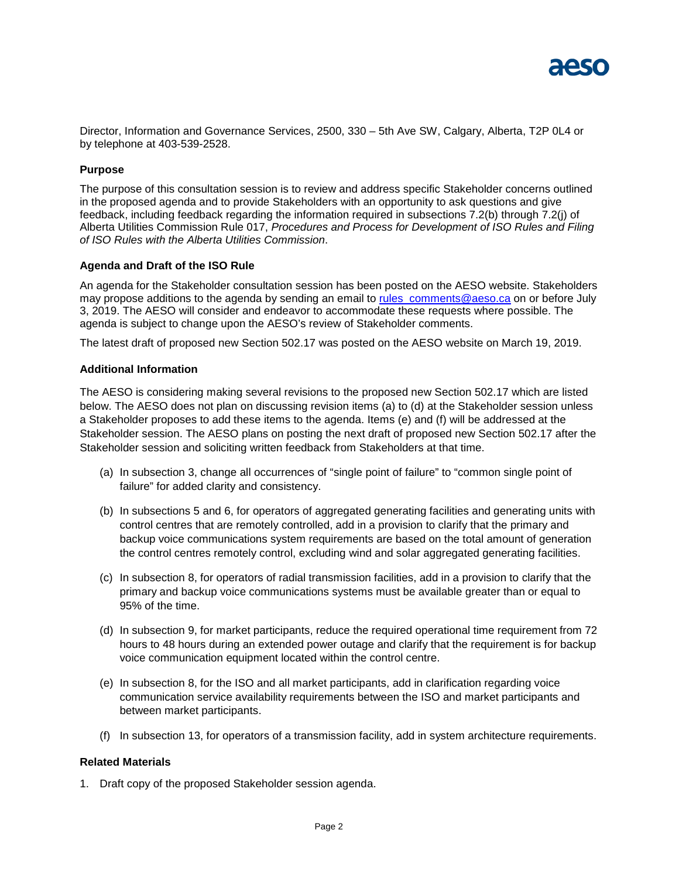Director, Information and Governance Services, 2500, 330 – 5th Ave SW, Calgary, Alberta, T2P 0L4 or by telephone at 403-539-2528.

**Purpose**

The purpose of this consultation session is to review and address specific Stakeholder concerns outlined in the proposed agenda and to provide Stakeholders with an opportunity to ask questions and give feedback, including feedback regarding the information required in subsections 7.2(b) through 7.2(j) of Alberta Utilities Commission Rule 017, *Procedures and Process for Development of ISO Rules and Filing of ISO Rules with the Alberta Utilities Commission*.

**Agenda and Draft of the ISO Rule**

An agenda for the Stakeholder consultation session has been posted on the AESO website. Stakeholders may propose additions to the agenda by sending an email to rules_comments@aeso.ca on or before July 3, 2019. The AESO will consider and endeavor to accommodate these requests where possible. The agenda is subject to change upon the AESO's review of Stakeholder comments.

The latest draft of proposed new Section 502.17 was posted on the AESO website on March 19, 2019.

**Additional Information**

The AESO is considering making several revisions to the proposed new Section 502.17 which are listed below. The AESO does not plan on discussing revision items (a) to (d) at the Stakeholder session unless a Stakeholder proposes to add these items to the agenda. Items (e) and (f) will be addressed at the Stakeholder session. The AESO plans on posting the next draft of proposed new Section 502.17 after the Stakeholder session and soliciting written feedback from Stakeholders at that time.

(a) In subsection 3, change all occurrences of "single point of failure" to "common single point of failure" for added clarity and consistency.

(b) In subsections 5 and 6, for operators of aggregated generating facilities and generating units with control centres that are remotely controlled, add in a provision to clarify that the primary and backup voice communications system requirements are based on the total amount of generation the control centres remotely control, excluding wind and solar aggregated generating facilities.

(c) In subsection 8, for operators of radial transmission facilities, add in a provision to clarify that the primary and backup voice communications systems must be available greater than or equal to 95% of the time.

(d) In subsection 9, for market participants, reduce the required operational time requirement from 72 hours to 48 hours during an extended power outage and clarify that the requirement is for backup voice communication equipment located within the control centre.

(e) In subsection 8, for the ISO and all market participants, add in clarification regarding voice communication service availability requirements between the ISO and market participants and between market participants.

(f) In subsection 13, for operators of a transmission facility, add in system architecture requirements.

**Related Materials**

1. Draft copy of the proposed Stakeholder session agenda.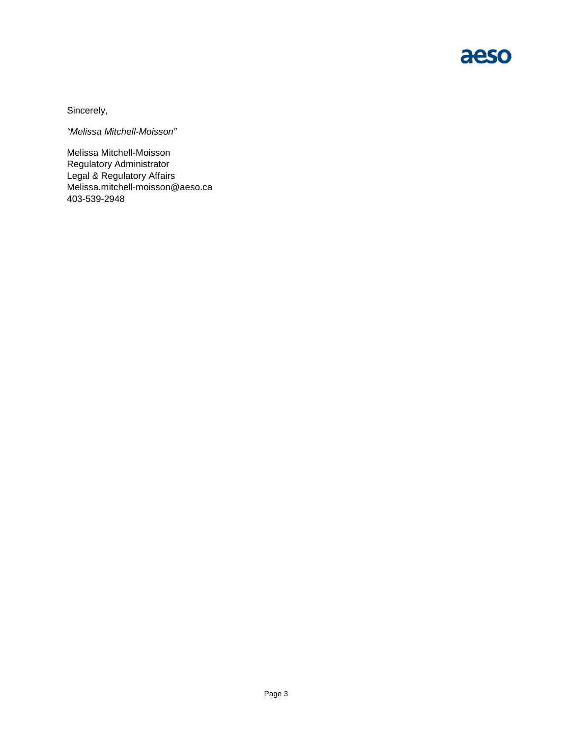Sincerely,

*"Melissa Mitchell-Moisson"*

Melissa Mitchell-Moisson  
Regulatory Administrator  
Legal & Regulatory Affairs  
Melissa.mitchell-moisson@aeso.ca  
403-539-2948